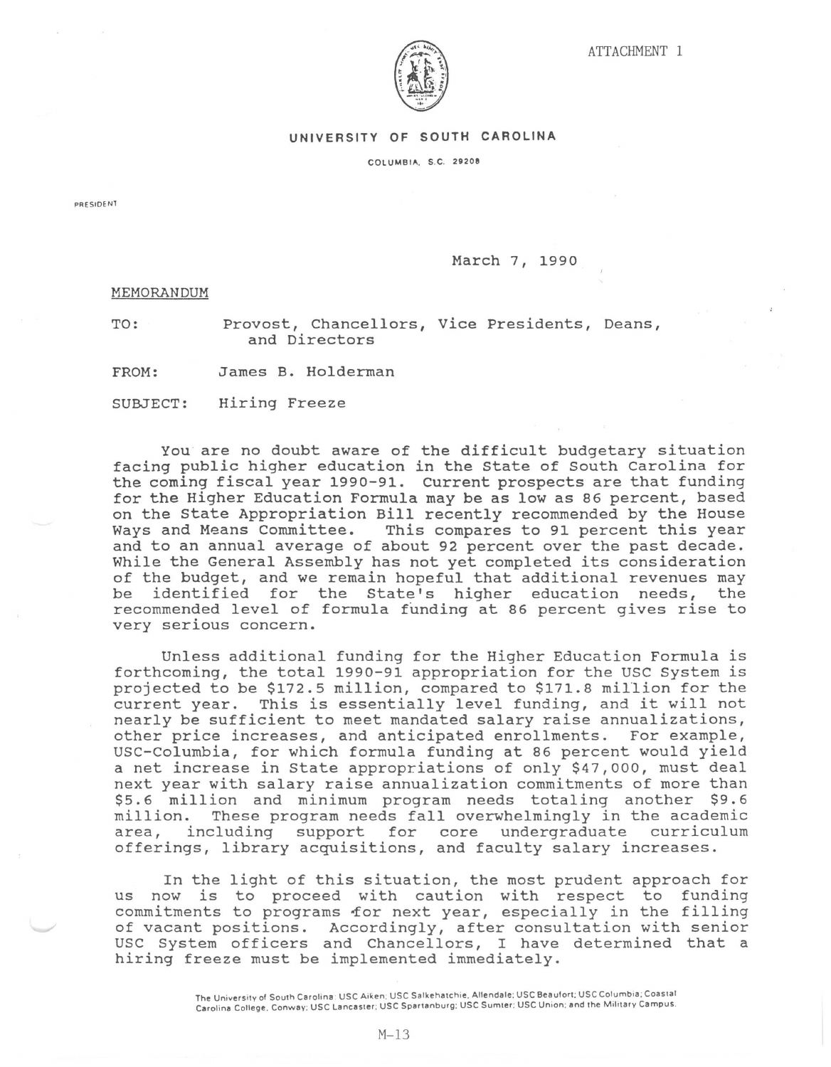ATTACHMENT 1

**UNIVERSITY OF SOUTH CAROLINA**

COLUMBIA, S.C. 29208

PRESIDENT

March 7, 1990

MEMORANDUM

TO: Provost, Chancellors, Vice Presidents, Deans, and Directors

FROM: James B. Holderman

SUBJECT: Hiring Freeze

You are no doubt aware of the difficult budgetary situation facing public higher education in the State of South Carolina for the coming fiscal year 1990-91. Current prospects are that funding for the Higher Education Formula may be as low as 86 percent, based on the State Appropriation Bill recently recommended by the House Ways and Means Committee. This compares to 91 percent this year and to an annual average of about 92 percent over the past decade. While the General Assembly has not yet completed its consideration of the budget, and we remain hopeful that additional revenues may be identified for the State's higher education needs, the recommended level of formula funding at 86 percent gives rise to very serious concern.

Unless additional funding for the Higher Education Formula is forthcoming, the total 1990-91 appropriation for the USC System is projected to be $172.5 million, compared to $171.8 million for the current year. This is essentially level funding, and it will not nearly be sufficient to meet mandated salary raise annualizations, other price increases, and anticipated enrollments. For example, USC-Columbia, for which formula funding at 86 percent would yield a net increase in State appropriations of only $47,000, must deal next year with salary raise annualization commitments of more than $5.6 million and minimum program needs totaling another $9.6 million. These program needs fall overwhelmingly in the academic area, including support for core undergraduate curriculum offerings, library acquisitions, and faculty salary increases.

In the light of this situation, the most prudent approach for us now is to proceed with caution with respect to funding commitments to programs for next year, especially in the filling of vacant positions. Accordingly, after consultation with senior USC System officers and Chancellors, I have determined that a hiring freeze must be implemented immediately.

The University of South Carolina: USC Aiken; USC Salkehatchie, Allendale; USC Beaufort; USC Columbia; Coastal Carolina College, Conway; USC Lancaster; USC Spartanburg; USC Sumter; USC Union; and the Military Campus.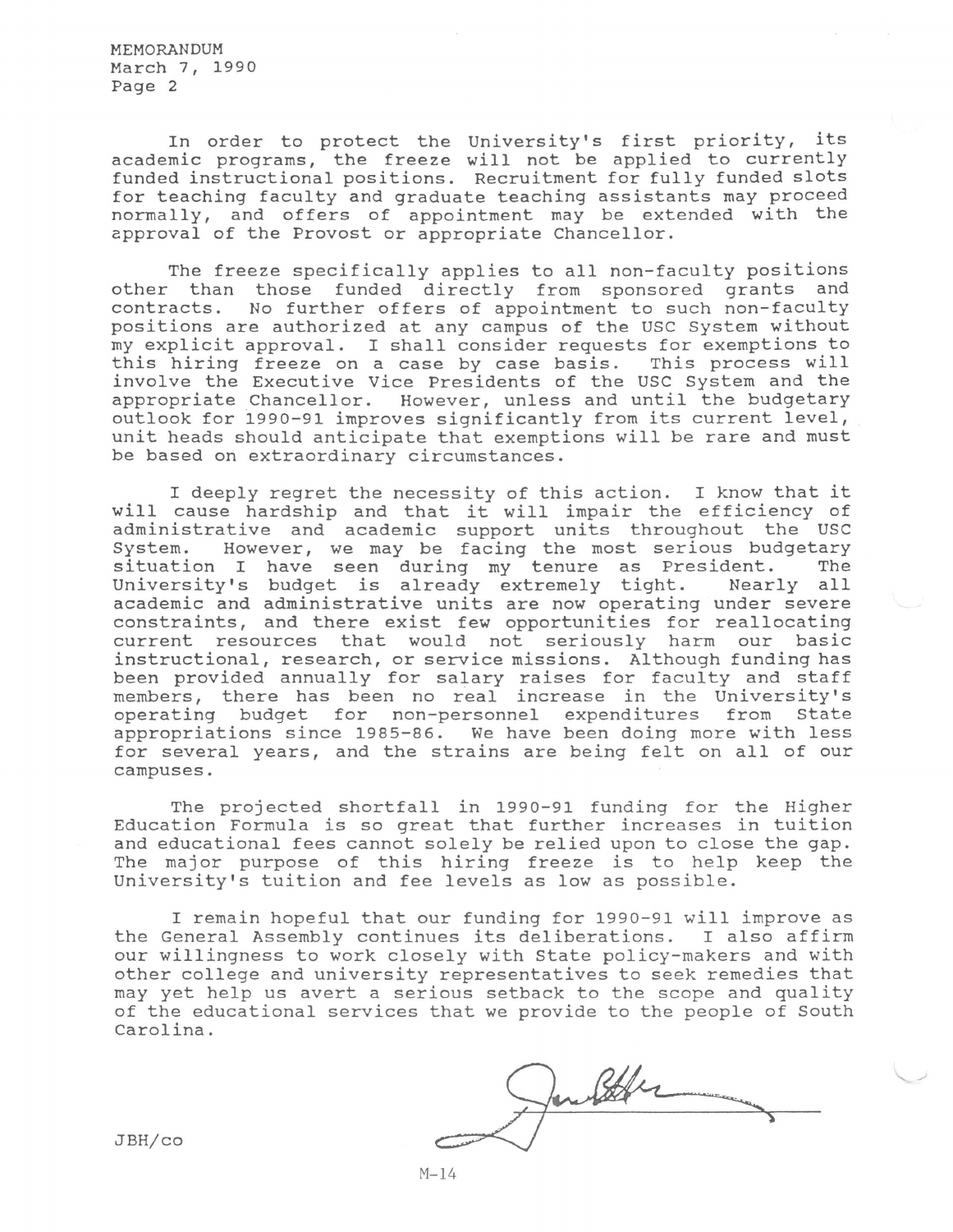In order to protect the University's first priority, its academic programs, the freeze will not be applied to currently funded instructional positions. Recruitment for fully funded slots for teaching faculty and graduate teaching assistants may proceed normally, and offers of appointment may be extended with the approval of the Provost or appropriate Chancellor.

The freeze specifically applies to all non-faculty positions other than those funded directly from sponsored grants and contracts. No further offers of appointment to such non-faculty positions are authorized at any campus of the USC System without my explicit approval. I shall consider requests for exemptions to this hiring freeze on a case by case basis. This process will involve the Executive Vice Presidents of the USC System and the appropriate Chancellor. However, unless and until the budgetary outlook for 1990-91 improves significantly from its current level, unit heads should anticipate that exemptions will be rare and must be based on extraordinary circumstances.

I deeply regret the necessity of this action. I know that it will cause hardship and that it will impair the efficiency of administrative and academic support units throughout the USC System. However, we may be facing the most serious budgetary situation I have seen during my tenure as President. The University's budget is already extremely tight. Nearly all academic and administrative units are now operating under severe constraints, and there exist few opportunities for reallocating current resources that would not seriously harm our basic instructional, research, or service missions. Although funding has been provided annually for salary raises for faculty and staff members, there has been no real increase in the University's operating budget for non-personnel expenditures from State appropriations since 1985-86. We have been doing more with less for several years, and the strains are being felt on all of our campuses.

The projected shortfall in 1990-91 funding for the Higher Education Formula is so great that further increases in tuition and educational fees cannot solely be relied upon to close the gap. The major purpose of this hiring freeze is to help keep the University's tuition and fee levels as low as possible.

I remain hopeful that our funding for 1990-91 will improve as the General Assembly continues its deliberations. I also affirm our willingness to work closely with State policy-makers and with other college and university representatives to seek remedies that may yet help us avert a serious setback to the scope and quality of the educational services that we provide to the people of South Carolina.

JBH/co

M-14